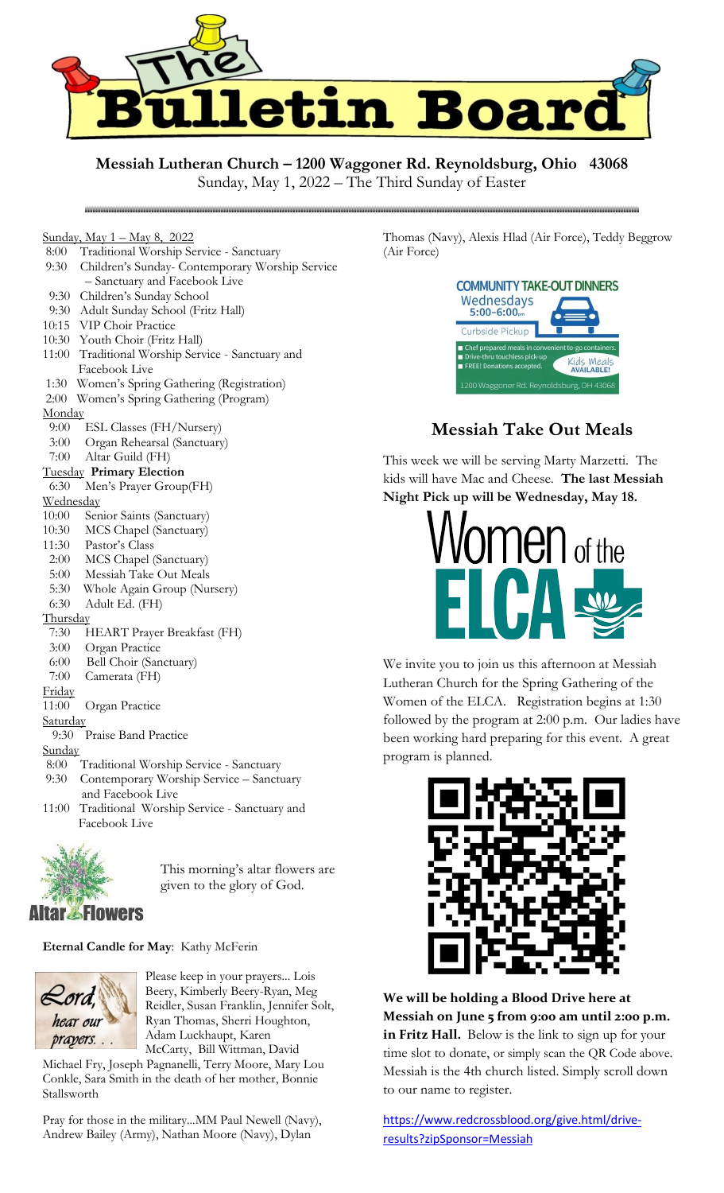# The Bulletin Board

**Messiah Lutheran Church – 1200 Waggoner Rd. Reynoldsburg, Ohio 43068**

Sunday, May 1, 2022 – The Third Sunday of Easter

Sunday, May 1 – May 8, 2022

- 8:00 Traditional Worship Service - Sanctuary
- 9:30 Children's Sunday- Contemporary Worship Service – Sanctuary and Facebook Live
- 9:30 Children's Sunday School
- 9:30 Adult Sunday School (Fritz Hall)
- 10:15 VIP Choir Practice
- 10:30 Youth Choir (Fritz Hall)
- 11:00 Traditional Worship Service - Sanctuary and Facebook Live
- 1:30 Women's Spring Gathering (Registration)
- 2:00 Women's Spring Gathering (Program)

Monday

- 9:00 ESL Classes (FH/Nursery)
- 3:00 Organ Rehearsal (Sanctuary)
- 7:00 Altar Guild (FH)

Tuesday **Primary Election**

- 6:30 Men's Prayer Group(FH)

Wednesday

- 10:00 Senior Saints (Sanctuary)
- 10:30 MCS Chapel (Sanctuary)
- 11:30 Pastor's Class
- 2:00 MCS Chapel (Sanctuary)
- 5:00 Messiah Take Out Meals
- 5:30 Whole Again Group (Nursery)
- 6:30 Adult Ed. (FH)

Thursday

- 7:30 HEART Prayer Breakfast (FH)
- 3:00 Organ Practice
- 6:00 Bell Choir (Sanctuary)
- 7:00 Camerata (FH)

Friday

- 11:00 Organ Practice

Saturday

- 9:30 Praise Band Practice

Sunday

- 8:00 Traditional Worship Service - Sanctuary
- 9:30 Contemporary Worship Service – Sanctuary and Facebook Live
- 11:00 Traditional Worship Service - Sanctuary and Facebook Live

Altar Flowers

This morning's altar flowers are given to the glory of God.

**Eternal Candle for May**: Kathy McFerin

Lord, hear our prayers. . .

Please keep in your prayers... Lois Beery, Kimberly Beery-Ryan, Meg Reidler, Susan Franklin, Jennifer Solt, Ryan Thomas, Sherri Houghton, Adam Luckhaupt, Karen McCarty, Bill Wittman, David Michael Fry, Joseph Pagnanelli, Terry Moore, Mary Lou Conkle, Sara Smith in the death of her mother, Bonnie Stallsworth

Pray for those in the military...MM Paul Newell (Navy), Andrew Bailey (Army), Nathan Moore (Navy), Dylan Thomas (Navy), Alexis Hlad (Air Force), Teddy Beggrow (Air Force)

COMMUNITY TAKE-OUT DINNERS
Wednesdays 5:00–6:00pm
Curbside Pickup

- Chef prepared meals in convenient to-go containers.
- Drive-thru touchless pick-up
- FREE! Donations accepted.

Kids Meals AVAILABLE!

1200 Waggoner Rd. Reynoldsburg, OH 43068

## Messiah Take Out Meals

This week we will be serving Marty Marzetti. The kids will have Mac and Cheese. **The last Messiah Night Pick up will be Wednesday, May 18.**

Women of the ELCA

We invite you to join us this afternoon at Messiah Lutheran Church for the Spring Gathering of the Women of the ELCA. Registration begins at 1:30 followed by the program at 2:00 p.m. Our ladies have been working hard preparing for this event. A great program is planned.

**We will be holding a Blood Drive here at Messiah on June 5 from 9:00 am until 2:00 p.m. in Fritz Hall.** Below is the link to sign up for your time slot to donate, or simply scan the QR Code above. Messiah is the 4th church listed. Simply scroll down to our name to register.

https://www.redcrossblood.org/give.html/drive-results?zipSponsor=Messiah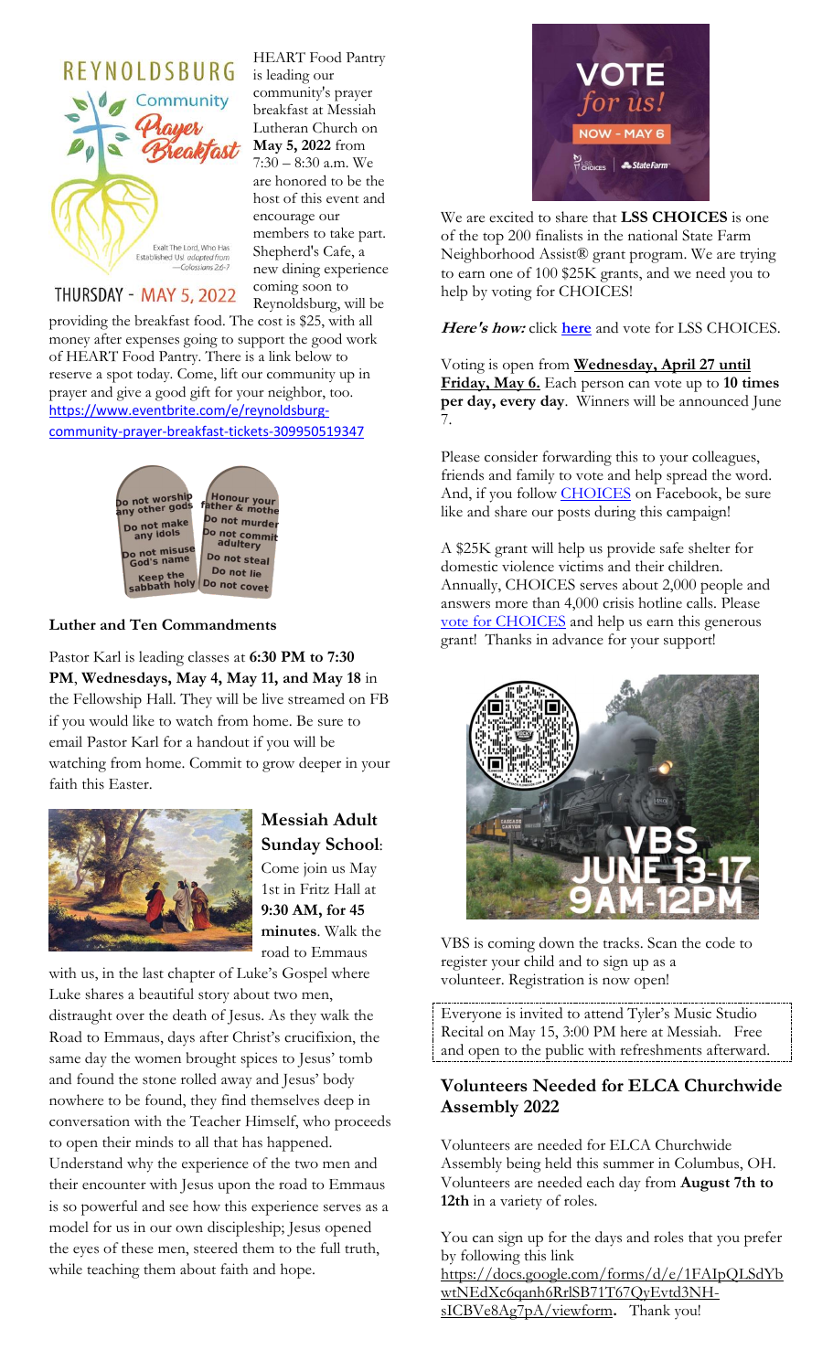HEART Food Pantry is leading our community's prayer breakfast at Messiah Lutheran Church on **May 5, 2022** from 7:30 – 8:30 a.m. We are honored to be the host of this event and encourage our members to take part. Shepherd's Cafe, a new dining experience coming soon to Reynoldsburg, will be providing the breakfast food. The cost is $25, with all money after expenses going to support the good work of HEART Food Pantry. There is a link below to reserve a spot today. Come, lift our community up in prayer and give a good gift for your neighbor, too. https://www.eventbrite.com/e/reynoldsburg-community-prayer-breakfast-tickets-309950519347

**Luther and Ten Commandments**

Pastor Karl is leading classes at **6:30 PM to 7:30 PM**, **Wednesdays, May 4, May 11, and May 18** in the Fellowship Hall. They will be live streamed on FB if you would like to watch from home. Be sure to email Pastor Karl for a handout if you will be watching from home. Commit to grow deeper in your faith this Easter.

**Messiah Adult Sunday School**: Come join us May 1st in Fritz Hall at **9:30 AM, for 45 minutes**. Walk the road to Emmaus with us, in the last chapter of Luke's Gospel where Luke shares a beautiful story about two men, distraught over the death of Jesus. As they walk the Road to Emmaus, days after Christ's crucifixion, the same day the women brought spices to Jesus' tomb and found the stone rolled away and Jesus' body nowhere to be found, they find themselves deep in conversation with the Teacher Himself, who proceeds to open their minds to all that has happened. Understand why the experience of the two men and their encounter with Jesus upon the road to Emmaus is so powerful and see how this experience serves as a model for us in our own discipleship; Jesus opened the eyes of these men, steered them to the full truth, while teaching them about faith and hope.

We are excited to share that **LSS CHOICES** is one of the top 200 finalists in the national State Farm Neighborhood Assist® grant program. We are trying to earn one of 100 $25K grants, and we need you to help by voting for CHOICES!

***Here's how:*** click **here** and vote for LSS CHOICES.

Voting is open from **Wednesday, April 27 until Friday, May 6.** Each person can vote up to **10 times per day, every day**. Winners will be announced June 7.

Please consider forwarding this to your colleagues, friends and family to vote and help spread the word. And, if you follow CHOICES on Facebook, be sure like and share our posts during this campaign!

A $25K grant will help us provide safe shelter for domestic violence victims and their children. Annually, CHOICES serves about 2,000 people and answers more than 4,000 crisis hotline calls. Please vote for CHOICES and help us earn this generous grant! Thanks in advance for your support!

VBS is coming down the tracks. Scan the code to register your child and to sign up as a volunteer. Registration is now open!

Everyone is invited to attend Tyler's Music Studio Recital on May 15, 3:00 PM here at Messiah. Free and open to the public with refreshments afterward.

## Volunteers Needed for ELCA Churchwide Assembly 2022

Volunteers are needed for ELCA Churchwide Assembly being held this summer in Columbus, OH. Volunteers are needed each day from **August 7th to 12th** in a variety of roles.

You can sign up for the days and roles that you prefer by following this link https://docs.google.com/forms/d/e/1FAIpQLSdYbwtNEdXc6qanh6RrlSB71T67QyEvtd3NH-sICBVe8Ag7pA/viewform**.** Thank you!